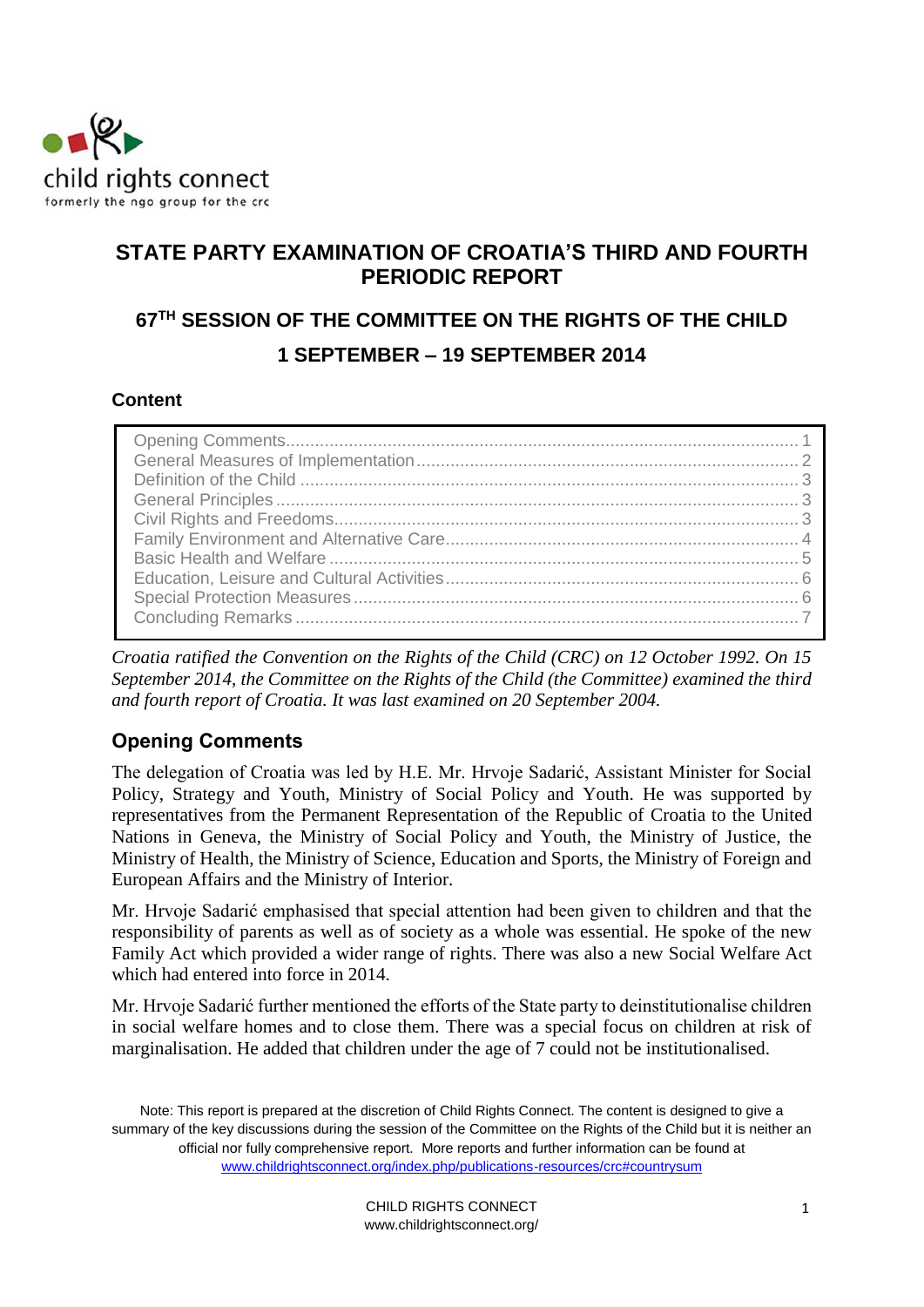child rights connect

formerly the ngo group for the crc

# STATE PARTY EXAMINATION OF CROATIA'S THIRD AND FOURTH PERIODIC REPORT

## 67TH SESSION OF THE COMMITTEE ON THE RIGHTS OF THE CHILD

## 1 SEPTEMBER – 19 SEPTEMBER 2014

### Content

| | |
|---|---|
| Opening Comments | 1 |
| General Measures of Implementation | 2 |
| Definition of the Child | 3 |
| General Principles | 3 |
| Civil Rights and Freedoms | 3 |
| Family Environment and Alternative Care | 4 |
| Basic Health and Welfare | 5 |
| Education, Leisure and Cultural Activities | 6 |
| Special Protection Measures | 6 |
| Concluding Remarks | 7 |

*Croatia ratified the Convention on the Rights of the Child (CRC) on 12 October 1992. On 15 September 2014, the Committee on the Rights of the Child (the Committee) examined the third and fourth report of Croatia. It was last examined on 20 September 2004.*

## Opening Comments

The delegation of Croatia was led by H.E. Mr. Hrvoje Sadarić, Assistant Minister for Social Policy, Strategy and Youth, Ministry of Social Policy and Youth. He was supported by representatives from the Permanent Representation of the Republic of Croatia to the United Nations in Geneva, the Ministry of Social Policy and Youth, the Ministry of Justice, the Ministry of Health, the Ministry of Science, Education and Sports, the Ministry of Foreign and European Affairs and the Ministry of Interior.

Mr. Hrvoje Sadarić emphasised that special attention had been given to children and that the responsibility of parents as well as of society as a whole was essential. He spoke of the new Family Act which provided a wider range of rights. There was also a new Social Welfare Act which had entered into force in 2014.

Mr. Hrvoje Sadarić further mentioned the efforts of the State party to deinstitutionalise children in social welfare homes and to close them. There was a special focus on children at risk of marginalisation. He added that children under the age of 7 could not be institutionalised.

Note: This report is prepared at the discretion of Child Rights Connect. The content is designed to give a summary of the key discussions during the session of the Committee on the Rights of the Child but it is neither an official nor fully comprehensive report. More reports and further information can be found at www.childrightsconnect.org/index.php/publications-resources/crc#countrysum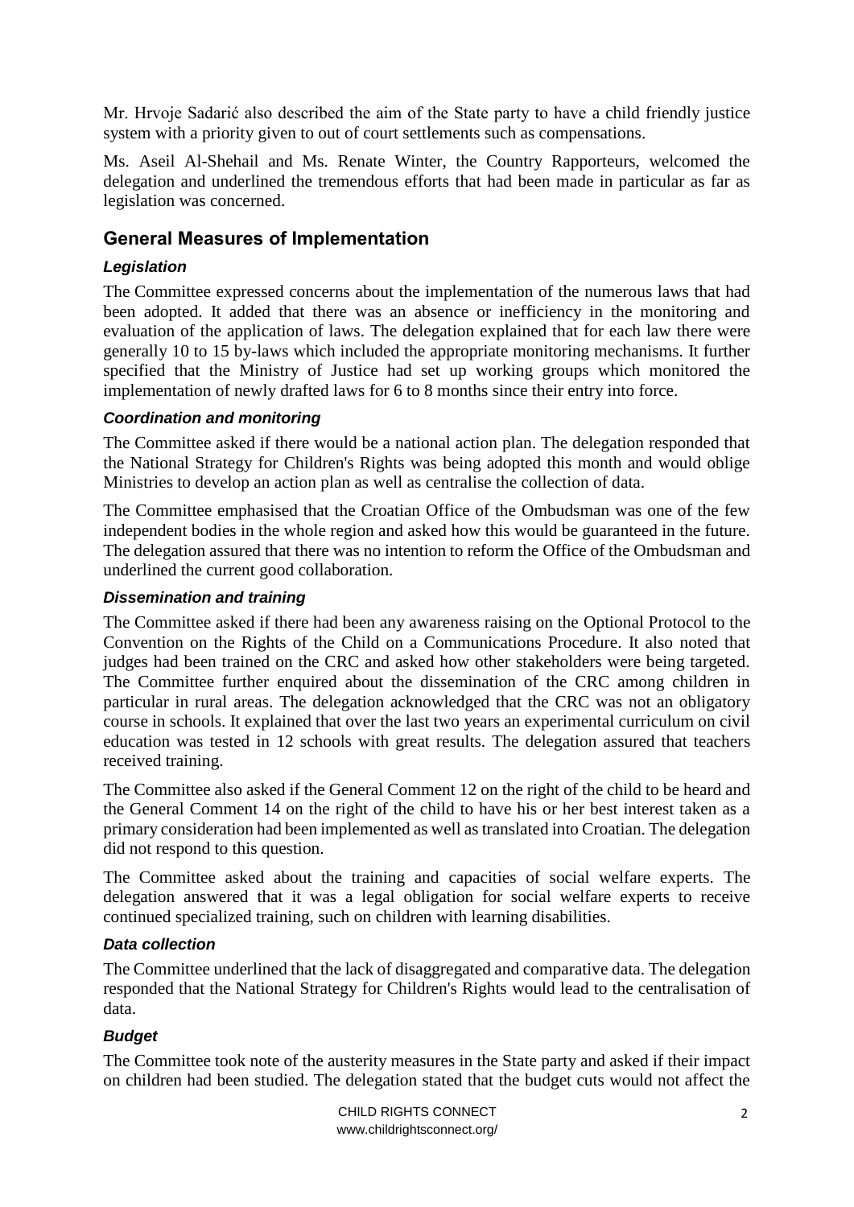Mr. Hrvoje Sadarić also described the aim of the State party to have a child friendly justice system with a priority given to out of court settlements such as compensations.

Ms. Aseil Al-Shehail and Ms. Renate Winter, the Country Rapporteurs, welcomed the delegation and underlined the tremendous efforts that had been made in particular as far as legislation was concerned.

## General Measures of Implementation

### *Legislation*

The Committee expressed concerns about the implementation of the numerous laws that had been adopted. It added that there was an absence or inefficiency in the monitoring and evaluation of the application of laws. The delegation explained that for each law there were generally 10 to 15 by-laws which included the appropriate monitoring mechanisms. It further specified that the Ministry of Justice had set up working groups which monitored the implementation of newly drafted laws for 6 to 8 months since their entry into force.

### *Coordination and monitoring*

The Committee asked if there would be a national action plan. The delegation responded that the National Strategy for Children's Rights was being adopted this month and would oblige Ministries to develop an action plan as well as centralise the collection of data.

The Committee emphasised that the Croatian Office of the Ombudsman was one of the few independent bodies in the whole region and asked how this would be guaranteed in the future. The delegation assured that there was no intention to reform the Office of the Ombudsman and underlined the current good collaboration.

### *Dissemination and training*

The Committee asked if there had been any awareness raising on the Optional Protocol to the Convention on the Rights of the Child on a Communications Procedure. It also noted that judges had been trained on the CRC and asked how other stakeholders were being targeted. The Committee further enquired about the dissemination of the CRC among children in particular in rural areas. The delegation acknowledged that the CRC was not an obligatory course in schools. It explained that over the last two years an experimental curriculum on civil education was tested in 12 schools with great results. The delegation assured that teachers received training.

The Committee also asked if the General Comment 12 on the right of the child to be heard and the General Comment 14 on the right of the child to have his or her best interest taken as a primary consideration had been implemented as well as translated into Croatian. The delegation did not respond to this question.

The Committee asked about the training and capacities of social welfare experts. The delegation answered that it was a legal obligation for social welfare experts to receive continued specialized training, such on children with learning disabilities.

### *Data collection*

The Committee underlined that the lack of disaggregated and comparative data. The delegation responded that the National Strategy for Children's Rights would lead to the centralisation of data.

### *Budget*

The Committee took note of the austerity measures in the State party and asked if their impact on children had been studied. The delegation stated that the budget cuts would not affect the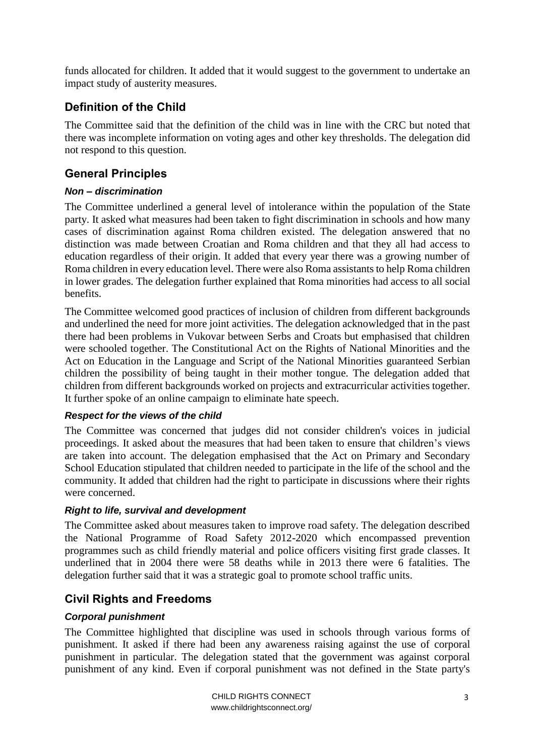funds allocated for children. It added that it would suggest to the government to undertake an impact study of austerity measures.

## Definition of the Child

The Committee said that the definition of the child was in line with the CRC but noted that there was incomplete information on voting ages and other key thresholds. The delegation did not respond to this question.

## General Principles

### *Non – discrimination*

The Committee underlined a general level of intolerance within the population of the State party. It asked what measures had been taken to fight discrimination in schools and how many cases of discrimination against Roma children existed. The delegation answered that no distinction was made between Croatian and Roma children and that they all had access to education regardless of their origin. It added that every year there was a growing number of Roma children in every education level. There were also Roma assistants to help Roma children in lower grades. The delegation further explained that Roma minorities had access to all social benefits.

The Committee welcomed good practices of inclusion of children from different backgrounds and underlined the need for more joint activities. The delegation acknowledged that in the past there had been problems in Vukovar between Serbs and Croats but emphasised that children were schooled together. The Constitutional Act on the Rights of National Minorities and the Act on Education in the Language and Script of the National Minorities guaranteed Serbian children the possibility of being taught in their mother tongue. The delegation added that children from different backgrounds worked on projects and extracurricular activities together. It further spoke of an online campaign to eliminate hate speech.

### *Respect for the views of the child*

The Committee was concerned that judges did not consider children's voices in judicial proceedings. It asked about the measures that had been taken to ensure that children's views are taken into account. The delegation emphasised that the Act on Primary and Secondary School Education stipulated that children needed to participate in the life of the school and the community. It added that children had the right to participate in discussions where their rights were concerned.

### *Right to life, survival and development*

The Committee asked about measures taken to improve road safety. The delegation described the National Programme of Road Safety 2012-2020 which encompassed prevention programmes such as child friendly material and police officers visiting first grade classes. It underlined that in 2004 there were 58 deaths while in 2013 there were 6 fatalities. The delegation further said that it was a strategic goal to promote school traffic units.

## Civil Rights and Freedoms

### *Corporal punishment*

The Committee highlighted that discipline was used in schools through various forms of punishment. It asked if there had been any awareness raising against the use of corporal punishment in particular. The delegation stated that the government was against corporal punishment of any kind. Even if corporal punishment was not defined in the State party's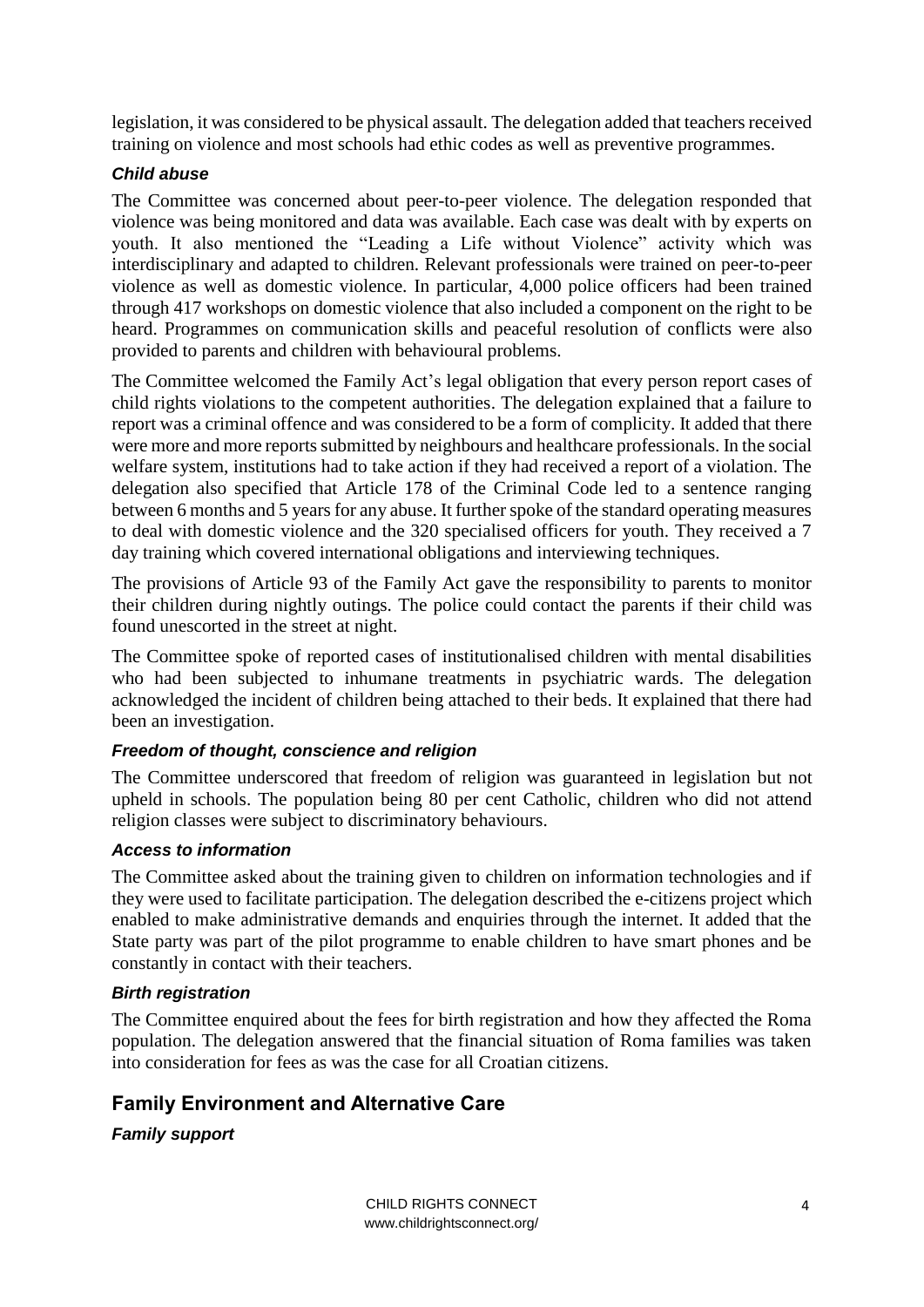legislation, it was considered to be physical assault. The delegation added that teachers received training on violence and most schools had ethic codes as well as preventive programmes.

### *Child abuse*

The Committee was concerned about peer-to-peer violence. The delegation responded that violence was being monitored and data was available. Each case was dealt with by experts on youth. It also mentioned the "Leading a Life without Violence" activity which was interdisciplinary and adapted to children. Relevant professionals were trained on peer-to-peer violence as well as domestic violence. In particular, 4,000 police officers had been trained through 417 workshops on domestic violence that also included a component on the right to be heard. Programmes on communication skills and peaceful resolution of conflicts were also provided to parents and children with behavioural problems.

The Committee welcomed the Family Act's legal obligation that every person report cases of child rights violations to the competent authorities. The delegation explained that a failure to report was a criminal offence and was considered to be a form of complicity. It added that there were more and more reports submitted by neighbours and healthcare professionals. In the social welfare system, institutions had to take action if they had received a report of a violation. The delegation also specified that Article 178 of the Criminal Code led to a sentence ranging between 6 months and 5 years for any abuse. It further spoke of the standard operating measures to deal with domestic violence and the 320 specialised officers for youth. They received a 7 day training which covered international obligations and interviewing techniques.

The provisions of Article 93 of the Family Act gave the responsibility to parents to monitor their children during nightly outings. The police could contact the parents if their child was found unescorted in the street at night.

The Committee spoke of reported cases of institutionalised children with mental disabilities who had been subjected to inhumane treatments in psychiatric wards. The delegation acknowledged the incident of children being attached to their beds. It explained that there had been an investigation.

### *Freedom of thought, conscience and religion*

The Committee underscored that freedom of religion was guaranteed in legislation but not upheld in schools. The population being 80 per cent Catholic, children who did not attend religion classes were subject to discriminatory behaviours.

### *Access to information*

The Committee asked about the training given to children on information technologies and if they were used to facilitate participation. The delegation described the e-citizens project which enabled to make administrative demands and enquiries through the internet. It added that the State party was part of the pilot programme to enable children to have smart phones and be constantly in contact with their teachers.

### *Birth registration*

The Committee enquired about the fees for birth registration and how they affected the Roma population. The delegation answered that the financial situation of Roma families was taken into consideration for fees as was the case for all Croatian citizens.

## Family Environment and Alternative Care

### *Family support*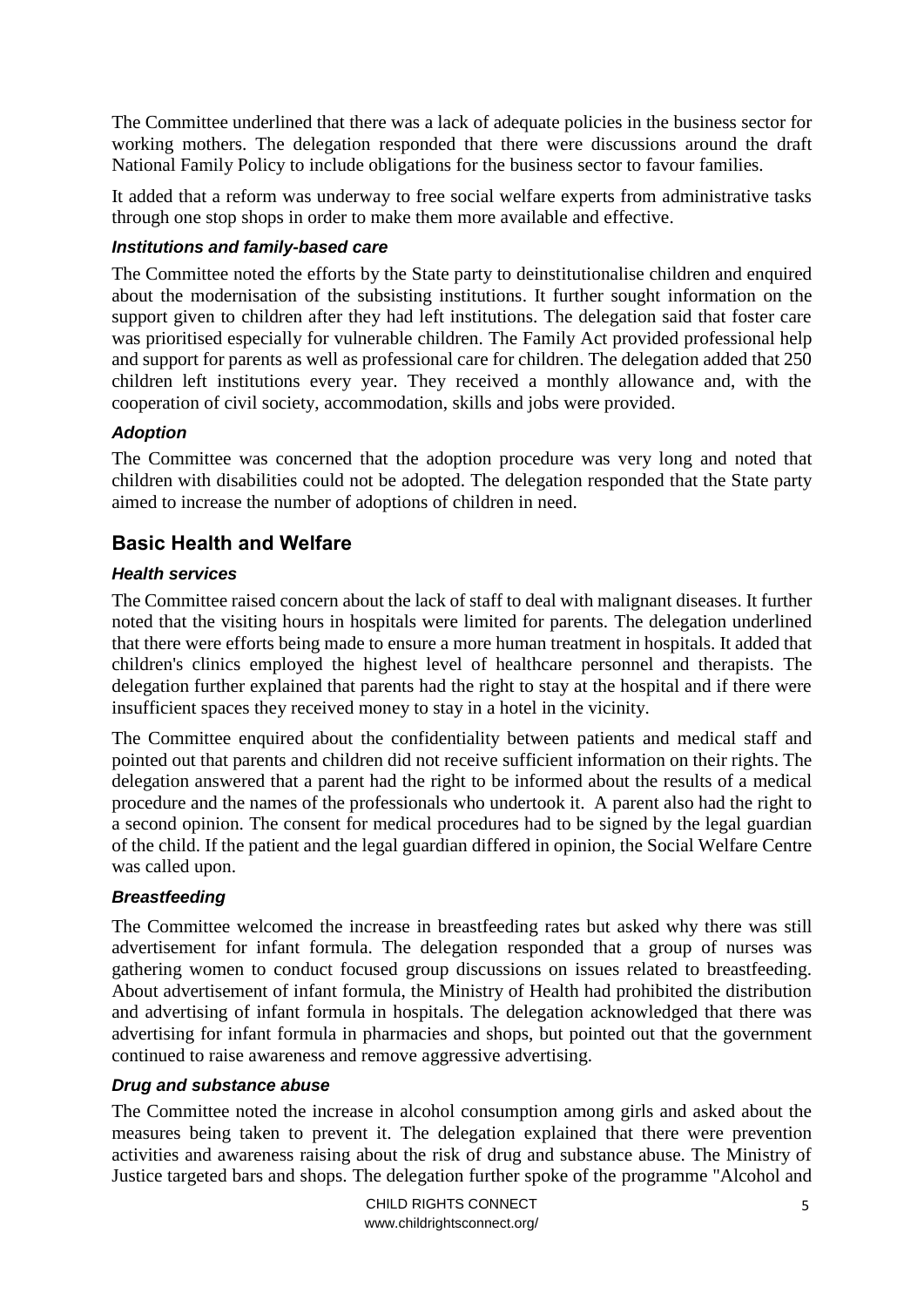The Committee underlined that there was a lack of adequate policies in the business sector for working mothers. The delegation responded that there were discussions around the draft National Family Policy to include obligations for the business sector to favour families.

It added that a reform was underway to free social welfare experts from administrative tasks through one stop shops in order to make them more available and effective.

#### *Institutions and family-based care*

The Committee noted the efforts by the State party to deinstitutionalise children and enquired about the modernisation of the subsisting institutions. It further sought information on the support given to children after they had left institutions. The delegation said that foster care was prioritised especially for vulnerable children. The Family Act provided professional help and support for parents as well as professional care for children. The delegation added that 250 children left institutions every year. They received a monthly allowance and, with the cooperation of civil society, accommodation, skills and jobs were provided.

#### *Adoption*

The Committee was concerned that the adoption procedure was very long and noted that children with disabilities could not be adopted. The delegation responded that the State party aimed to increase the number of adoptions of children in need.

## Basic Health and Welfare

#### *Health services*

The Committee raised concern about the lack of staff to deal with malignant diseases. It further noted that the visiting hours in hospitals were limited for parents. The delegation underlined that there were efforts being made to ensure a more human treatment in hospitals. It added that children's clinics employed the highest level of healthcare personnel and therapists. The delegation further explained that parents had the right to stay at the hospital and if there were insufficient spaces they received money to stay in a hotel in the vicinity.

The Committee enquired about the confidentiality between patients and medical staff and pointed out that parents and children did not receive sufficient information on their rights. The delegation answered that a parent had the right to be informed about the results of a medical procedure and the names of the professionals who undertook it. A parent also had the right to a second opinion. The consent for medical procedures had to be signed by the legal guardian of the child. If the patient and the legal guardian differed in opinion, the Social Welfare Centre was called upon.

#### *Breastfeeding*

The Committee welcomed the increase in breastfeeding rates but asked why there was still advertisement for infant formula. The delegation responded that a group of nurses was gathering women to conduct focused group discussions on issues related to breastfeeding. About advertisement of infant formula, the Ministry of Health had prohibited the distribution and advertising of infant formula in hospitals. The delegation acknowledged that there was advertising for infant formula in pharmacies and shops, but pointed out that the government continued to raise awareness and remove aggressive advertising.

#### *Drug and substance abuse*

The Committee noted the increase in alcohol consumption among girls and asked about the measures being taken to prevent it. The delegation explained that there were prevention activities and awareness raising about the risk of drug and substance abuse. The Ministry of Justice targeted bars and shops. The delegation further spoke of the programme "Alcohol and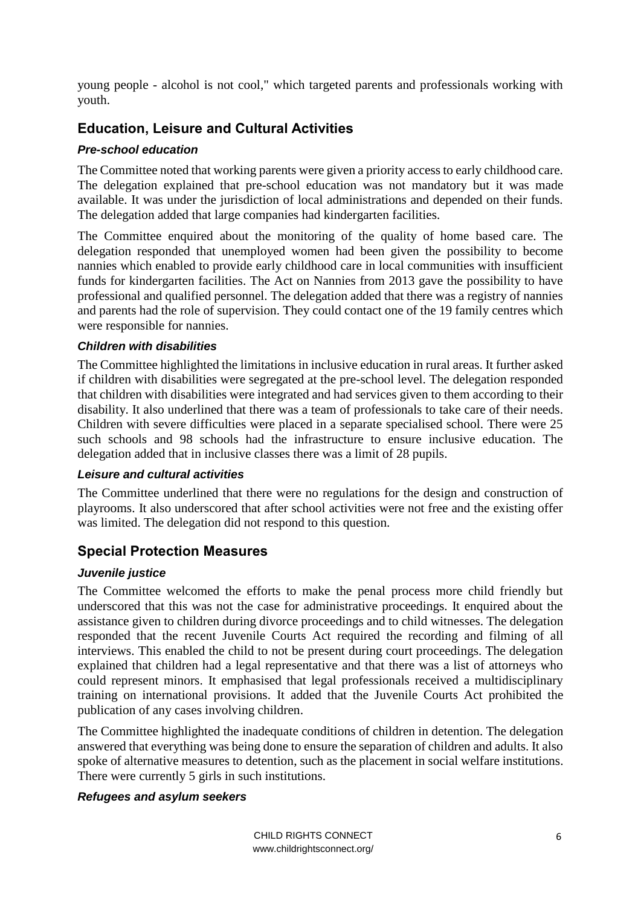young people - alcohol is not cool," which targeted parents and professionals working with youth.

## Education, Leisure and Cultural Activities

### *Pre-school education*

The Committee noted that working parents were given a priority access to early childhood care. The delegation explained that pre-school education was not mandatory but it was made available. It was under the jurisdiction of local administrations and depended on their funds. The delegation added that large companies had kindergarten facilities.

The Committee enquired about the monitoring of the quality of home based care. The delegation responded that unemployed women had been given the possibility to become nannies which enabled to provide early childhood care in local communities with insufficient funds for kindergarten facilities. The Act on Nannies from 2013 gave the possibility to have professional and qualified personnel. The delegation added that there was a registry of nannies and parents had the role of supervision. They could contact one of the 19 family centres which were responsible for nannies.

### *Children with disabilities*

The Committee highlighted the limitations in inclusive education in rural areas. It further asked if children with disabilities were segregated at the pre-school level. The delegation responded that children with disabilities were integrated and had services given to them according to their disability. It also underlined that there was a team of professionals to take care of their needs. Children with severe difficulties were placed in a separate specialised school. There were 25 such schools and 98 schools had the infrastructure to ensure inclusive education. The delegation added that in inclusive classes there was a limit of 28 pupils.

### *Leisure and cultural activities*

The Committee underlined that there were no regulations for the design and construction of playrooms. It also underscored that after school activities were not free and the existing offer was limited. The delegation did not respond to this question.

## Special Protection Measures

### *Juvenile justice*

The Committee welcomed the efforts to make the penal process more child friendly but underscored that this was not the case for administrative proceedings. It enquired about the assistance given to children during divorce proceedings and to child witnesses. The delegation responded that the recent Juvenile Courts Act required the recording and filming of all interviews. This enabled the child to not be present during court proceedings. The delegation explained that children had a legal representative and that there was a list of attorneys who could represent minors. It emphasised that legal professionals received a multidisciplinary training on international provisions. It added that the Juvenile Courts Act prohibited the publication of any cases involving children.

The Committee highlighted the inadequate conditions of children in detention. The delegation answered that everything was being done to ensure the separation of children and adults. It also spoke of alternative measures to detention, such as the placement in social welfare institutions. There were currently 5 girls in such institutions.

### *Refugees and asylum seekers*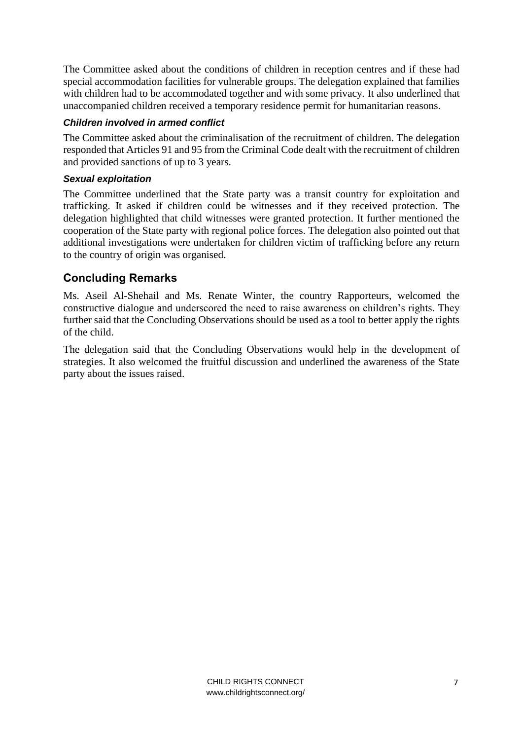The Committee asked about the conditions of children in reception centres and if these had special accommodation facilities for vulnerable groups. The delegation explained that families with children had to be accommodated together and with some privacy. It also underlined that unaccompanied children received a temporary residence permit for humanitarian reasons.

### *Children involved in armed conflict*

The Committee asked about the criminalisation of the recruitment of children. The delegation responded that Articles 91 and 95 from the Criminal Code dealt with the recruitment of children and provided sanctions of up to 3 years.

### *Sexual exploitation*

The Committee underlined that the State party was a transit country for exploitation and trafficking. It asked if children could be witnesses and if they received protection. The delegation highlighted that child witnesses were granted protection. It further mentioned the cooperation of the State party with regional police forces. The delegation also pointed out that additional investigations were undertaken for children victim of trafficking before any return to the country of origin was organised.

## Concluding Remarks

Ms. Aseil Al-Shehail and Ms. Renate Winter, the country Rapporteurs, welcomed the constructive dialogue and underscored the need to raise awareness on children's rights. They further said that the Concluding Observations should be used as a tool to better apply the rights of the child.

The delegation said that the Concluding Observations would help in the development of strategies. It also welcomed the fruitful discussion and underlined the awareness of the State party about the issues raised.